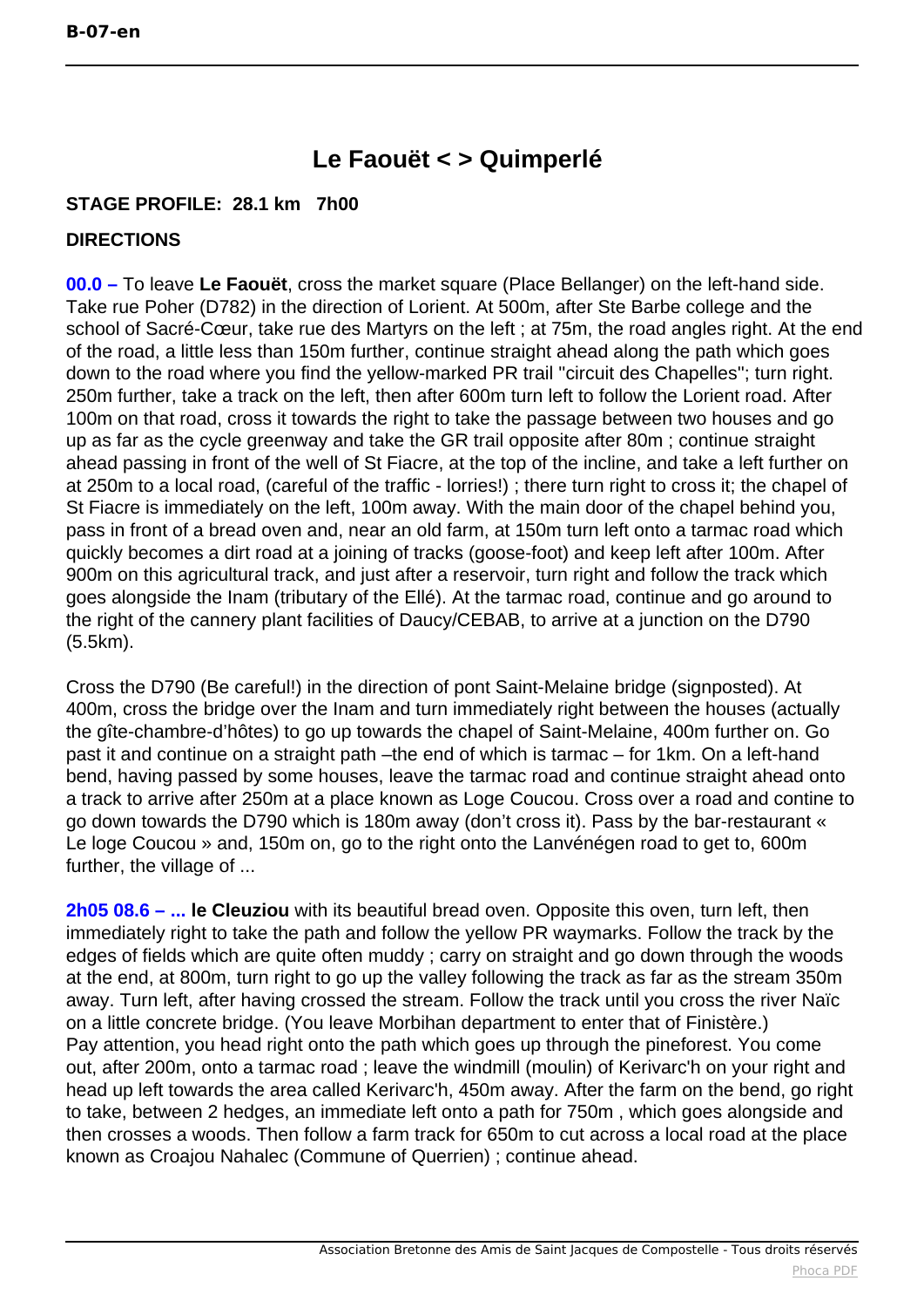# Le Faouët < > Quimperlé

**STAGE PROFILE: 28.1 km 7h00**

**DIRECTIONS**

**00.0 –** To leave **Le Faouët**, cross the market square (Place Bellanger) on the left-hand side. Take rue Poher (D782) in the direction of Lorient. At 500m, after Ste Barbe college and the school of Sacré-Cœur, take rue des Martyrs on the left ; at 75m, the road angles right. At the end of the road, a little less than 150m further, continue straight ahead along the path which goes down to the road where you find the yellow-marked PR trail "circuit des Chapelles"; turn right. 250m further, take a track on the left, then after 600m turn left to follow the Lorient road. After 100m on that road, cross it towards the right to take the passage between two houses and go up as far as the cycle greenway and take the GR trail opposite after 80m ; continue straight ahead passing in front of the well of St Fiacre, at the top of the incline, and take a left further on at 250m to a local road, (careful of the traffic - lorries!) ; there turn right to cross it; the chapel of St Fiacre is immediately on the left, 100m away. With the main door of the chapel behind you, pass in front of a bread oven and, near an old farm, at 150m turn left onto a tarmac road which quickly becomes a dirt road at a joining of tracks (goose-foot) and keep left after 100m. After 900m on this agricultural track, and just after a reservoir, turn right and follow the track which goes alongside the Inam (tributary of the Ellé). At the tarmac road, continue and go around to the right of the cannery plant facilities of Daucy/CEBAB, to arrive at a junction on the D790 (5.5km).

Cross the D790 (Be careful!) in the direction of pont Saint-Melaine bridge (signposted). At 400m, cross the bridge over the Inam and turn immediately right between the houses (actually the gîte-chambre-d'hôtes) to go up towards the chapel of Saint-Melaine, 400m further on. Go past it and continue on a straight path –the end of which is tarmac – for 1km. On a left-hand bend, having passed by some houses, leave the tarmac road and continue straight ahead onto a track to arrive after 250m at a place known as Loge Coucou. Cross over a road and contine to go down towards the D790 which is 180m away (don't cross it). Pass by the bar-restaurant « Le loge Coucou » and, 150m on, go to the right onto the Lanvénégen road to get to, 600m further, the village of ...

**2h05 08.6 – ... le Cleuziou** with its beautiful bread oven. Opposite this oven, turn left, then immediately right to take the path and follow the yellow PR waymarks. Follow the track by the edges of fields which are quite often muddy ; carry on straight and go down through the woods at the end, at 800m, turn right to go up the valley following the track as far as the stream 350m away. Turn left, after having crossed the stream. Follow the track until you cross the river Naïc on a little concrete bridge. (You leave Morbihan department to enter that of Finistère.)
Pay attention, you head right onto the path which goes up through the pineforest. You come out, after 200m, onto a tarmac road ; leave the windmill (moulin) of Kerivarc'h on your right and head up left towards the area called Kerivarc'h, 450m away. After the farm on the bend, go right to take, between 2 hedges, an immediate left onto a path for 750m , which goes alongside and then crosses a woods. Then follow a farm track for 650m to cut across a local road at the place known as Croajou Nahalec (Commune of Querrien) ; continue ahead.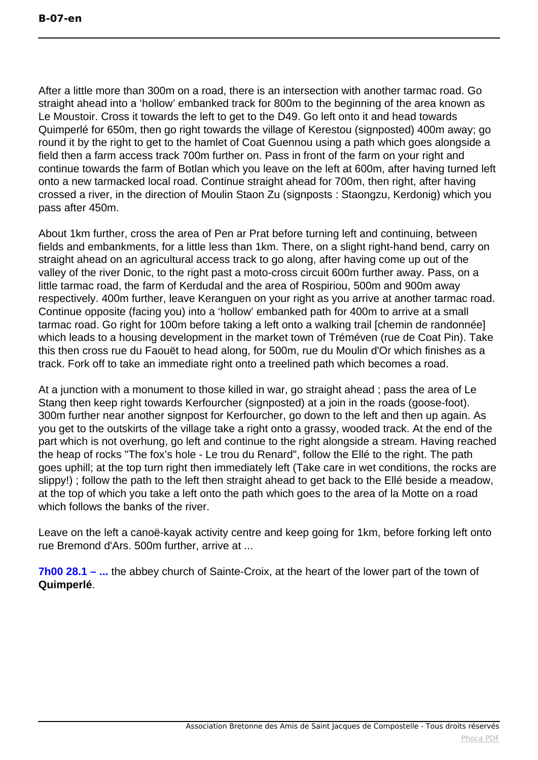After a little more than 300m on a road, there is an intersection with another tarmac road. Go straight ahead into a 'hollow' embanked track for 800m to the beginning of the area known as Le Moustoir. Cross it towards the left to get to the D49. Go left onto it and head towards Quimperlé for 650m, then go right towards the village of Kerestou (signposted) 400m away; go round it by the right to get to the hamlet of Coat Guennou using a path which goes alongside a field then a farm access track 700m further on. Pass in front of the farm on your right and continue towards the farm of Botlan which you leave on the left at 600m, after having turned left onto a new tarmacked local road. Continue straight ahead for 700m, then right, after having crossed a river, in the direction of Moulin Staon Zu (signposts : Staongzu, Kerdonig) which you pass after 450m.

About 1km further, cross the area of Pen ar Prat before turning left and continuing, between fields and embankments, for a little less than 1km. There, on a slight right-hand bend, carry on straight ahead on an agricultural access track to go along, after having come up out of the valley of the river Donic, to the right past a moto-cross circuit 600m further away. Pass, on a little tarmac road, the farm of Kerdudal and the area of Rospiriou, 500m and 900m away respectively. 400m further, leave Keranguen on your right as you arrive at another tarmac road. Continue opposite (facing you) into a 'hollow' embanked path for 400m to arrive at a small tarmac road. Go right for 100m before taking a left onto a walking trail [chemin de randonnée] which leads to a housing development in the market town of Tréméven (rue de Coat Pin). Take this then cross rue du Faouët to head along, for 500m, rue du Moulin d'Or which finishes as a track. Fork off to take an immediate right onto a treelined path which becomes a road.

At a junction with a monument to those killed in war, go straight ahead ; pass the area of Le Stang then keep right towards Kerfourcher (signposted) at a join in the roads (goose-foot). 300m further near another signpost for Kerfourcher, go down to the left and then up again. As you get to the outskirts of the village take a right onto a grassy, wooded track. At the end of the part which is not overhung, go left and continue to the right alongside a stream. Having reached the heap of rocks "The fox's hole - Le trou du Renard", follow the Ellé to the right. The path goes uphill; at the top turn right then immediately left (Take care in wet conditions, the rocks are slippy!) ; follow the path to the left then straight ahead to get back to the Ellé beside a meadow, at the top of which you take a left onto the path which goes to the area of la Motte on a road which follows the banks of the river.

Leave on the left a canoë-kayak activity centre and keep going for 1km, before forking left onto rue Bremond d'Ars. 500m further, arrive at ...

**7h00 28.1 – ...** the abbey church of Sainte-Croix, at the heart of the lower part of the town of **Quimperlé**.